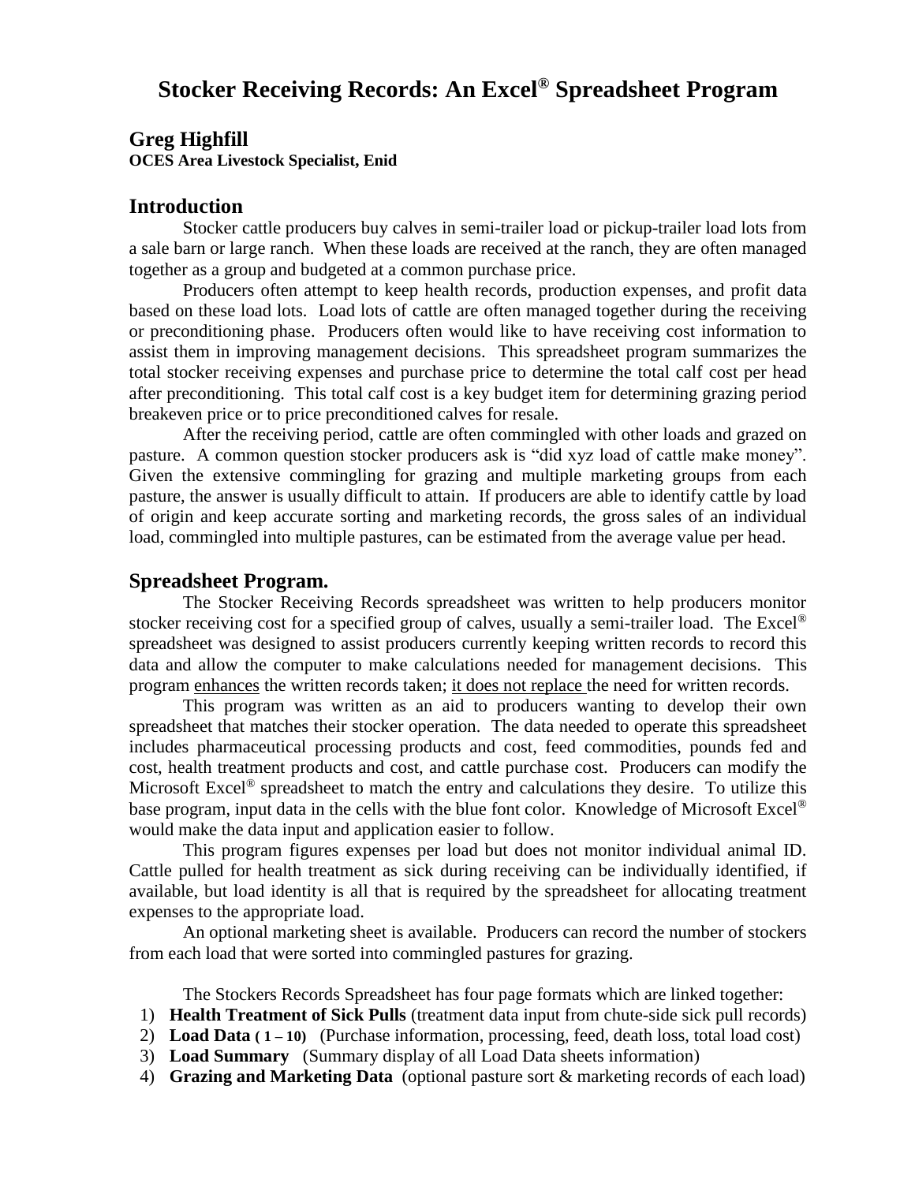# Stocker Receiving Records: An Excel® Spreadsheet Program

## Greg Highfill

**OCES Area Livestock Specialist, Enid**

## Introduction

Stocker cattle producers buy calves in semi-trailer load or pickup-trailer load lots from a sale barn or large ranch. When these loads are received at the ranch, they are often managed together as a group and budgeted at a common purchase price.

Producers often attempt to keep health records, production expenses, and profit data based on these load lots. Load lots of cattle are often managed together during the receiving or preconditioning phase. Producers often would like to have receiving cost information to assist them in improving management decisions. This spreadsheet program summarizes the total stocker receiving expenses and purchase price to determine the total calf cost per head after preconditioning. This total calf cost is a key budget item for determining grazing period breakeven price or to price preconditioned calves for resale.

After the receiving period, cattle are often commingled with other loads and grazed on pasture. A common question stocker producers ask is "did xyz load of cattle make money". Given the extensive commingling for grazing and multiple marketing groups from each pasture, the answer is usually difficult to attain. If producers are able to identify cattle by load of origin and keep accurate sorting and marketing records, the gross sales of an individual load, commingled into multiple pastures, can be estimated from the average value per head.

## Spreadsheet Program.

The Stocker Receiving Records spreadsheet was written to help producers monitor stocker receiving cost for a specified group of calves, usually a semi-trailer load. The Excel® spreadsheet was designed to assist producers currently keeping written records to record this data and allow the computer to make calculations needed for management decisions. This program enhances the written records taken; it does not replace the need for written records.

This program was written as an aid to producers wanting to develop their own spreadsheet that matches their stocker operation. The data needed to operate this spreadsheet includes pharmaceutical processing products and cost, feed commodities, pounds fed and cost, health treatment products and cost, and cattle purchase cost. Producers can modify the Microsoft Excel® spreadsheet to match the entry and calculations they desire. To utilize this base program, input data in the cells with the blue font color. Knowledge of Microsoft Excel® would make the data input and application easier to follow.

This program figures expenses per load but does not monitor individual animal ID. Cattle pulled for health treatment as sick during receiving can be individually identified, if available, but load identity is all that is required by the spreadsheet for allocating treatment expenses to the appropriate load.

An optional marketing sheet is available. Producers can record the number of stockers from each load that were sorted into commingled pastures for grazing.

The Stockers Records Spreadsheet has four page formats which are linked together:

1) **Health Treatment of Sick Pulls** (treatment data input from chute-side sick pull records)
2) **Load Data ( 1 – 10)** (Purchase information, processing, feed, death loss, total load cost)
3) **Load Summary** (Summary display of all Load Data sheets information)
4) **Grazing and Marketing Data** (optional pasture sort & marketing records of each load)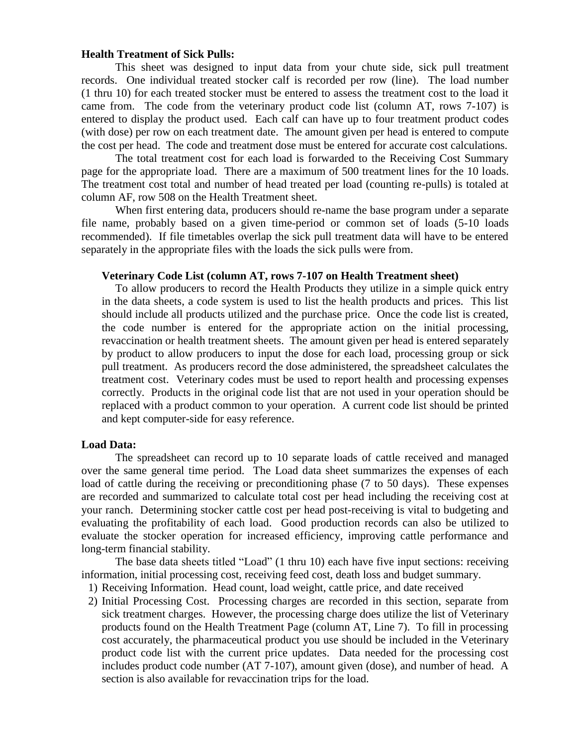**Health Treatment of Sick Pulls:**

This sheet was designed to input data from your chute side, sick pull treatment records. One individual treated stocker calf is recorded per row (line). The load number (1 thru 10) for each treated stocker must be entered to assess the treatment cost to the load it came from. The code from the veterinary product code list (column AT, rows 7-107) is entered to display the product used. Each calf can have up to four treatment product codes (with dose) per row on each treatment date. The amount given per head is entered to compute the cost per head. The code and treatment dose must be entered for accurate cost calculations.

The total treatment cost for each load is forwarded to the Receiving Cost Summary page for the appropriate load. There are a maximum of 500 treatment lines for the 10 loads. The treatment cost total and number of head treated per load (counting re-pulls) is totaled at column AF, row 508 on the Health Treatment sheet.

When first entering data, producers should re-name the base program under a separate file name, probably based on a given time-period or common set of loads (5-10 loads recommended). If file timetables overlap the sick pull treatment data will have to be entered separately in the appropriate files with the loads the sick pulls were from.

**Veterinary Code List (column AT, rows 7-107 on Health Treatment sheet)**

To allow producers to record the Health Products they utilize in a simple quick entry in the data sheets, a code system is used to list the health products and prices. This list should include all products utilized and the purchase price. Once the code list is created, the code number is entered for the appropriate action on the initial processing, revaccination or health treatment sheets. The amount given per head is entered separately by product to allow producers to input the dose for each load, processing group or sick pull treatment. As producers record the dose administered, the spreadsheet calculates the treatment cost. Veterinary codes must be used to report health and processing expenses correctly. Products in the original code list that are not used in your operation should be replaced with a product common to your operation. A current code list should be printed and kept computer-side for easy reference.

**Load Data:**

The spreadsheet can record up to 10 separate loads of cattle received and managed over the same general time period. The Load data sheet summarizes the expenses of each load of cattle during the receiving or preconditioning phase (7 to 50 days). These expenses are recorded and summarized to calculate total cost per head including the receiving cost at your ranch. Determining stocker cattle cost per head post-receiving is vital to budgeting and evaluating the profitability of each load. Good production records can also be utilized to evaluate the stocker operation for increased efficiency, improving cattle performance and long-term financial stability.

The base data sheets titled "Load" (1 thru 10) each have five input sections: receiving information, initial processing cost, receiving feed cost, death loss and budget summary.

1) Receiving Information. Head count, load weight, cattle price, and date received
2) Initial Processing Cost. Processing charges are recorded in this section, separate from sick treatment charges. However, the processing charge does utilize the list of Veterinary products found on the Health Treatment Page (column AT, Line 7). To fill in processing cost accurately, the pharmaceutical product you use should be included in the Veterinary product code list with the current price updates. Data needed for the processing cost includes product code number (AT 7-107), amount given (dose), and number of head. A section is also available for revaccination trips for the load.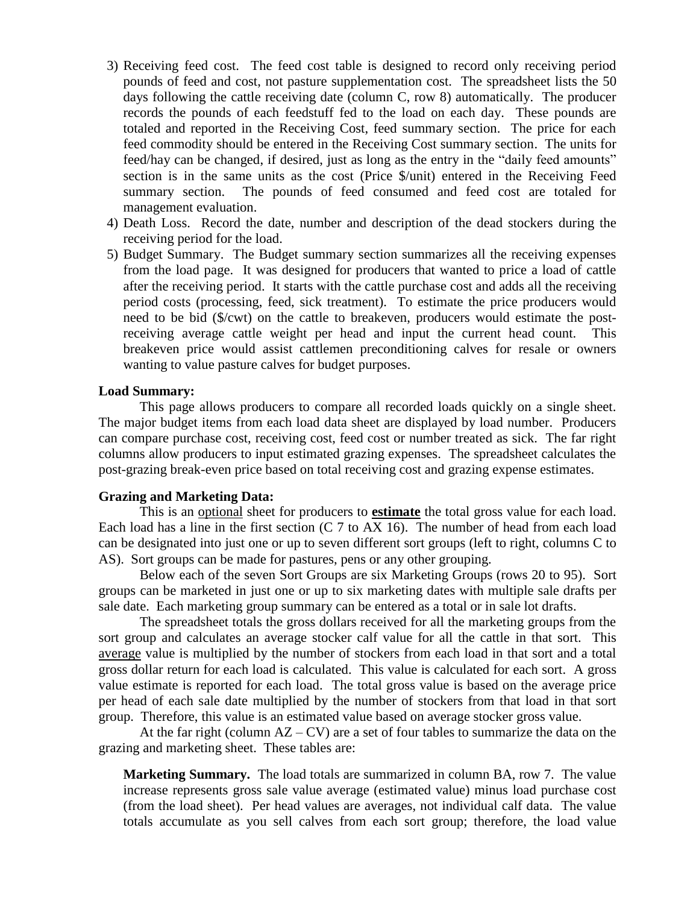3) Receiving feed cost. The feed cost table is designed to record only receiving period pounds of feed and cost, not pasture supplementation cost. The spreadsheet lists the 50 days following the cattle receiving date (column C, row 8) automatically. The producer records the pounds of each feedstuff fed to the load on each day. These pounds are totaled and reported in the Receiving Cost, feed summary section. The price for each feed commodity should be entered in the Receiving Cost summary section. The units for feed/hay can be changed, if desired, just as long as the entry in the "daily feed amounts" section is in the same units as the cost (Price $/unit) entered in the Receiving Feed summary section. The pounds of feed consumed and feed cost are totaled for management evaluation.
4) Death Loss. Record the date, number and description of the dead stockers during the receiving period for the load.
5) Budget Summary. The Budget summary section summarizes all the receiving expenses from the load page. It was designed for producers that wanted to price a load of cattle after the receiving period. It starts with the cattle purchase cost and adds all the receiving period costs (processing, feed, sick treatment). To estimate the price producers would need to be bid ($/cwt) on the cattle to breakeven, producers would estimate the post-receiving average cattle weight per head and input the current head count. This breakeven price would assist cattlemen preconditioning calves for resale or owners wanting to value pasture calves for budget purposes.

**Load Summary:**

This page allows producers to compare all recorded loads quickly on a single sheet. The major budget items from each load data sheet are displayed by load number. Producers can compare purchase cost, receiving cost, feed cost or number treated as sick. The far right columns allow producers to input estimated grazing expenses. The spreadsheet calculates the post-grazing break-even price based on total receiving cost and grazing expense estimates.

**Grazing and Marketing Data:**

This is an optional sheet for producers to **estimate** the total gross value for each load. Each load has a line in the first section (C 7 to AX 16). The number of head from each load can be designated into just one or up to seven different sort groups (left to right, columns C to AS). Sort groups can be made for pastures, pens or any other grouping.

Below each of the seven Sort Groups are six Marketing Groups (rows 20 to 95). Sort groups can be marketed in just one or up to six marketing dates with multiple sale drafts per sale date. Each marketing group summary can be entered as a total or in sale lot drafts.

The spreadsheet totals the gross dollars received for all the marketing groups from the sort group and calculates an average stocker calf value for all the cattle in that sort. This average value is multiplied by the number of stockers from each load in that sort and a total gross dollar return for each load is calculated. This value is calculated for each sort. A gross value estimate is reported for each load. The total gross value is based on the average price per head of each sale date multiplied by the number of stockers from that load in that sort group. Therefore, this value is an estimated value based on average stocker gross value.

At the far right (column AZ – CV) are a set of four tables to summarize the data on the grazing and marketing sheet. These tables are:

**Marketing Summary.** The load totals are summarized in column BA, row 7. The value increase represents gross sale value average (estimated value) minus load purchase cost (from the load sheet). Per head values are averages, not individual calf data. The value totals accumulate as you sell calves from each sort group; therefore, the load value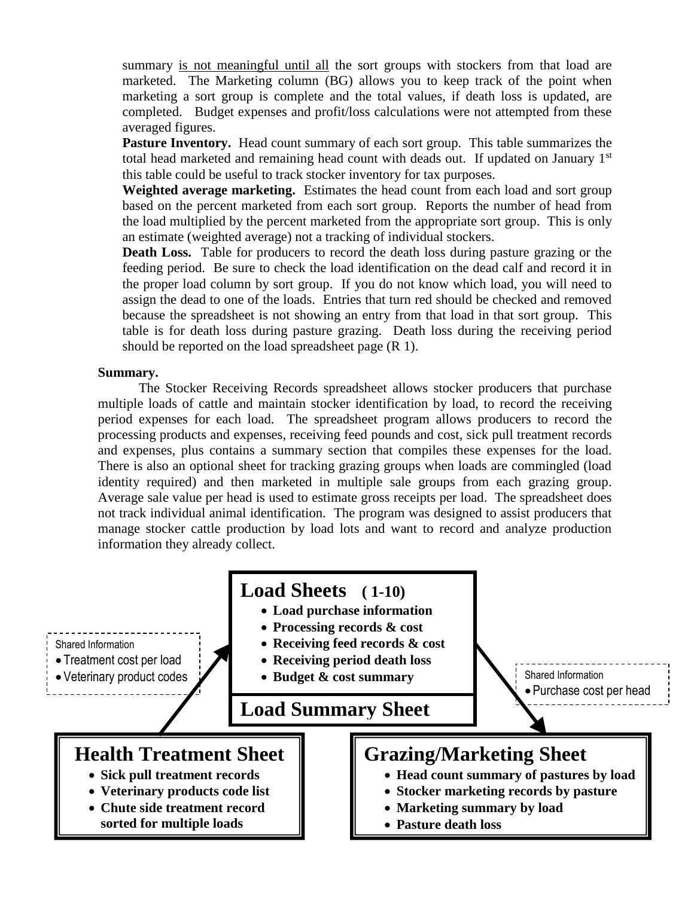summary <u>is not meaningful until all</u> the sort groups with stockers from that load are marketed. The Marketing column (BG) allows you to keep track of the point when marketing a sort group is complete and the total values, if death loss is updated, are completed. Budget expenses and profit/loss calculations were not attempted from these averaged figures.

**Pasture Inventory.** Head count summary of each sort group. This table summarizes the total head marketed and remaining head count with deads out. If updated on January 1st this table could be useful to track stocker inventory for tax purposes.

**Weighted average marketing.** Estimates the head count from each load and sort group based on the percent marketed from each sort group. Reports the number of head from the load multiplied by the percent marketed from the appropriate sort group. This is only an estimate (weighted average) not a tracking of individual stockers.

**Death Loss.** Table for producers to record the death loss during pasture grazing or the feeding period. Be sure to check the load identification on the dead calf and record it in the proper load column by sort group. If you do not know which load, you will need to assign the dead to one of the loads. Entries that turn red should be checked and removed because the spreadsheet is not showing an entry from that load in that sort group. This table is for death loss during pasture grazing. Death loss during the receiving period should be reported on the load spreadsheet page (R 1).

**Summary.**

The Stocker Receiving Records spreadsheet allows stocker producers that purchase multiple loads of cattle and maintain stocker identification by load, to record the receiving period expenses for each load. The spreadsheet program allows producers to record the processing products and expenses, receiving feed pounds and cost, sick pull treatment records and expenses, plus contains a summary section that compiles these expenses for the load. There is also an optional sheet for tracking grazing groups when loads are commingled (load identity required) and then marketed in multiple sale groups from each grazing group. Average sale value per head is used to estimate gross receipts per load. The spreadsheet does not track individual animal identification. The program was designed to assist producers that manage stocker cattle production by load lots and want to record and analyze production information they already collect.

**Load Sheets ( 1-10)**
- Load purchase information
- Processing records & cost
- Receiving feed records & cost
- Receiving period death loss
- Budget & cost summary

**Load Summary Sheet**

Shared Information
- Treatment cost per load
- Veterinary product codes

Shared Information
- Purchase cost per head

**Health Treatment Sheet**
- Sick pull treatment records
- Veterinary products code list
- Chute side treatment record sorted for multiple loads

**Grazing/Marketing Sheet**
- Head count summary of pastures by load
- Stocker marketing records by pasture
- Marketing summary by load
- Pasture death loss